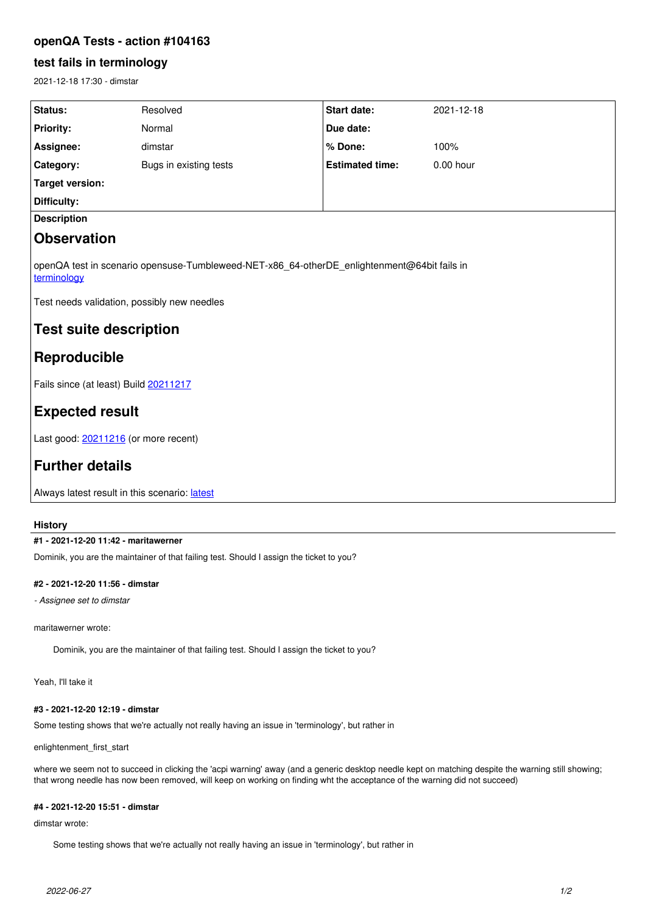# openQA Tests - action #104163

## test fails in terminology

2021-12-18 17:30 - dimstar

| | | | |
|---|---|---|---|
| **Status:** | Resolved | **Start date:** | 2021-12-18 |
| **Priority:** | Normal | **Due date:** | |
| **Assignee:** | dimstar | **% Done:** | 100% |
| **Category:** | Bugs in existing tests | **Estimated time:** | 0.00 hour |
| **Target version:** | | | |
| **Difficulty:** | | | |

**Description**

# Observation

openQA test in scenario opensuse-Tumbleweed-NET-x86_64-otherDE_enlightenment@64bit fails in terminology

Test needs validation, possibly new needles

# Test suite description

# Reproducible

Fails since (at least) Build 20211217

# Expected result

Last good: 20211216 (or more recent)

# Further details

Always latest result in this scenario: latest

### History

#### #1 - 2021-12-20 11:42 - maritawerner

Dominik, you are the maintainer of that failing test. Should I assign the ticket to you?

#### #2 - 2021-12-20 11:56 - dimstar

*- Assignee set to dimstar*

maritawerner wrote:

> Dominik, you are the maintainer of that failing test. Should I assign the ticket to you?

Yeah, I'll take it

#### #3 - 2021-12-20 12:19 - dimstar

Some testing shows that we're actually not really having an issue in 'terminology', but rather in

enlightenment_first_start

where we seem not to succeed in clicking the 'acpi warning' away (and a generic desktop needle kept on matching despite the warning still showing; that wrong needle has now been removed, will keep on working on finding wht the acceptance of the warning did not succeed)

#### #4 - 2021-12-20 15:51 - dimstar

dimstar wrote:

> Some testing shows that we're actually not really having an issue in 'terminology', but rather in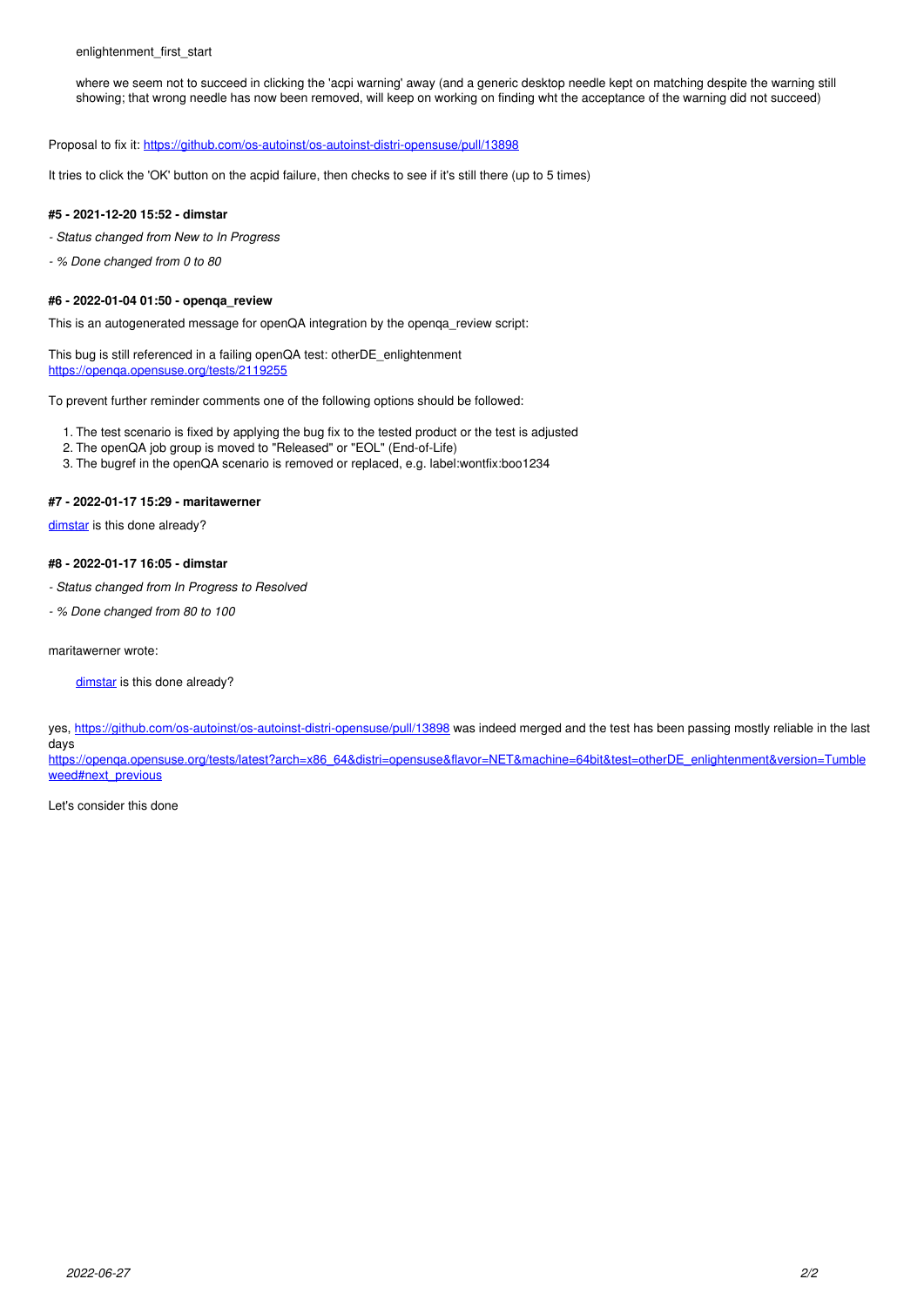> enlightenment_first_start
>
> where we seem not to succeed in clicking the 'acpi warning' away (and a generic desktop needle kept on matching despite the warning still showing; that wrong needle has now been removed, will keep on working on finding wht the acceptance of the warning did not succeed)

Proposal to fix it: https://github.com/os-autoinst/os-autoinst-distri-opensuse/pull/13898

It tries to click the 'OK' button on the acpid failure, then checks to see if it's still there (up to 5 times)

#### #5 - 2021-12-20 15:52 - dimstar

- *Status changed from New to In Progress*
- *% Done changed from 0 to 80*

#### #6 - 2022-01-04 01:50 - openqa_review

This is an autogenerated message for openQA integration by the openqa_review script:

This bug is still referenced in a failing openQA test: otherDE_enlightenment
https://openqa.opensuse.org/tests/2119255

To prevent further reminder comments one of the following options should be followed:

1. The test scenario is fixed by applying the bug fix to the tested product or the test is adjusted
2. The openQA job group is moved to "Released" or "EOL" (End-of-Life)
3. The bugref in the openQA scenario is removed or replaced, e.g. label:wontfix:boo1234

#### #7 - 2022-01-17 15:29 - maritawerner

dimstar is this done already?

#### #8 - 2022-01-17 16:05 - dimstar

- *Status changed from In Progress to Resolved*
- *% Done changed from 80 to 100*

maritawerner wrote:

> dimstar is this done already?

yes, https://github.com/os-autoinst/os-autoinst-distri-opensuse/pull/13898 was indeed merged and the test has been passing mostly reliable in the last days
https://openqa.opensuse.org/tests/latest?arch=x86_64&distri=opensuse&flavor=NET&machine=64bit&test=otherDE_enlightenment&version=Tumbleweed#next_previous

Let's consider this done